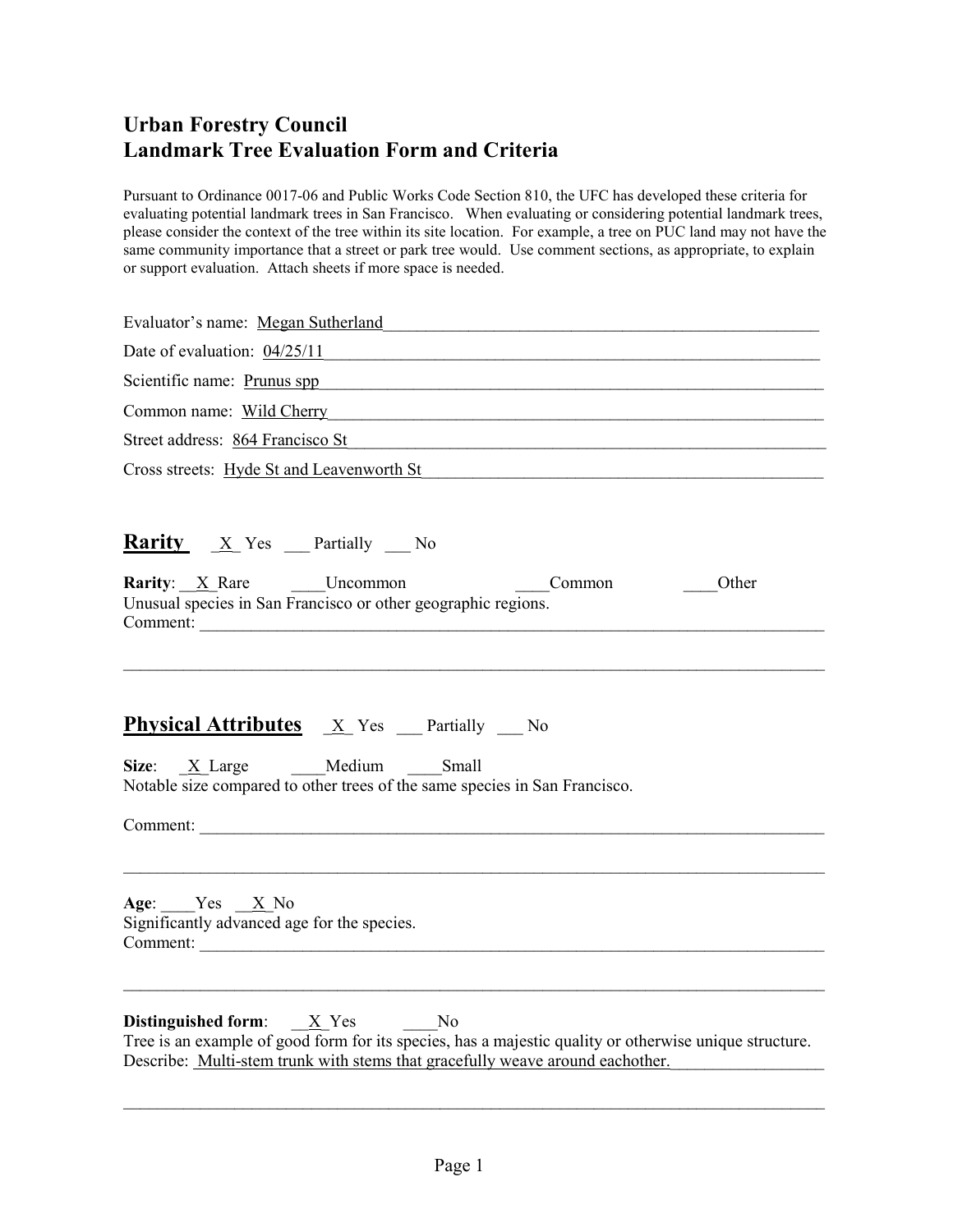# Urban Forestry Council
# Landmark Tree Evaluation Form and Criteria

Pursuant to Ordinance 0017-06 and Public Works Code Section 810, the UFC has developed these criteria for evaluating potential landmark trees in San Francisco. When evaluating or considering potential landmark trees, please consider the context of the tree within its site location. For example, a tree on PUC land may not have the same community importance that a street or park tree would. Use comment sections, as appropriate, to explain or support evaluation. Attach sheets if more space is needed.

Evaluator's name: Megan Sutherland

Date of evaluation: 04/25/11

Scientific name: Prunus spp

Common name: Wild Cherry

Street address: 864 Francisco St

Cross streets: Hyde St and Leavenworth St

## Rarity _X_ Yes ___ Partially ___ No

**Rarity**: _X_ Rare ____Uncommon ____Common ____Other

Unusual species in San Francisco or other geographic regions.

Comment: ___

## Physical Attributes _X_ Yes ___ Partially ___ No

**Size**: _X_ Large ____Medium ____Small

Notable size compared to other trees of the same species in San Francisco.

Comment: ___

**Age**: ____Yes _X_ No

Significantly advanced age for the species.

Comment: ___

**Distinguished form**: _X_ Yes ____No

Tree is an example of good form for its species, has a majestic quality or otherwise unique structure.

Describe: Multi-stem trunk with stems that gracefully weave around eachother.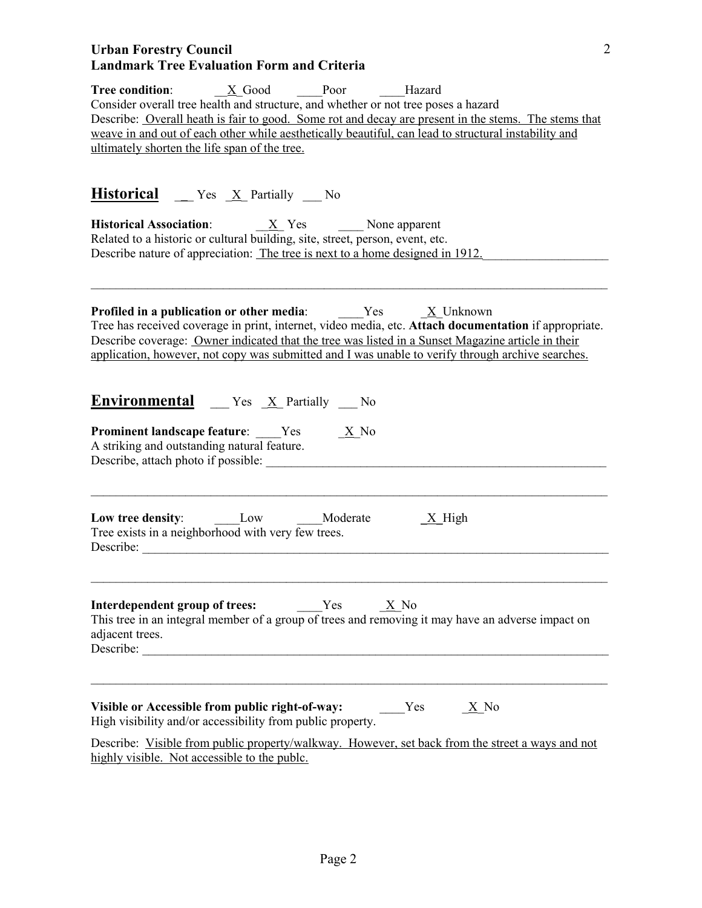**Urban Forestry Council**
**Landmark Tree Evaluation Form and Criteria**

**Tree condition**: __X_Good ____Poor ____Hazard
Consider overall tree health and structure, and whether or not tree poses a hazard
Describe: Overall heath is fair to good. Some rot and decay are present in the stems. The stems that weave in and out of each other while aesthetically beautiful, can lead to structural instability and ultimately shorten the life span of the tree.

## Historical __ Yes _X_ Partially ___ No

**Historical Association**: __X_ Yes ____ None apparent
Related to a historic or cultural building, site, street, person, event, etc.
Describe nature of appreciation: The tree is next to a home designed in 1912.

**Profiled in a publication or other media**: ____Yes _X_Unknown
Tree has received coverage in print, internet, video media, etc. **Attach documentation** if appropriate.
Describe coverage: Owner indicated that the tree was listed in a Sunset Magazine article in their application, however, not copy was submitted and I was unable to verify through archive searches.

## Environmental ___ Yes _X_ Partially ___ No

**Prominent landscape feature**: ____Yes _X_No
A striking and outstanding natural feature.
Describe, attach photo if possible: ______

**Low tree density**: ____Low ____Moderate _X_High
Tree exists in a neighborhood with very few trees.
Describe: ______

**Interdependent group of trees:** ____Yes _X_No
This tree in an integral member of a group of trees and removing it may have an adverse impact on adjacent trees.
Describe: ______

**Visible or Accessible from public right-of-way:** ____Yes _X_No
High visibility and/or accessibility from public property.

Describe: Visible from public property/walkway. However, set back from the street a ways and not highly visible. Not accessible to the publc.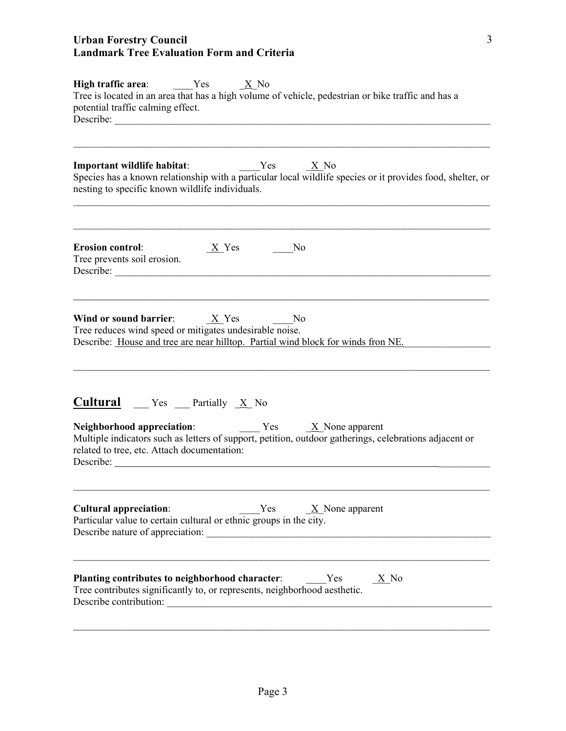**High traffic area**: ____Yes _X_No
Tree is located in an area that has a high volume of vehicle, pedestrian or bike traffic and has a potential traffic calming effect.
Describe: ______________________________________________________________________________

______________________________________________________________________________________

**Important wildlife habitat**: ____Yes _X_No
Species has a known relationship with a particular local wildlife species or it provides food, shelter, or nesting to specific known wildlife individuals.

______________________________________________________________________________________

______________________________________________________________________________________

**Erosion control**: _X_Yes ____No
Tree prevents soil erosion.
Describe: ______________________________________________________________________________

______________________________________________________________________________________

**Wind or sound barrier**: _X_Yes ____No
Tree reduces wind speed or mitigates undesirable noise.
Describe: House and tree are near hilltop. Partial wind block for winds fron NE.________________

______________________________________________________________________________________

## Cultural ___ Yes ___ Partially _X_ No

**Neighborhood appreciation**: ____ Yes _X_None apparent
Multiple indicators such as letters of support, petition, outdoor gatherings, celebrations adjacent or related to tree, etc. Attach documentation:
Describe: ______________________________________________________________________________

______________________________________________________________________________________

**Cultural appreciation**: ____Yes _X_None apparent
Particular value to certain cultural or ethnic groups in the city.
Describe nature of appreciation: _____________________________________________________________

______________________________________________________________________________________

**Planting contributes to neighborhood character**: ____Yes _X_No
Tree contributes significantly to, or represents, neighborhood aesthetic.
Describe contribution: ____________________________________________________________________

______________________________________________________________________________________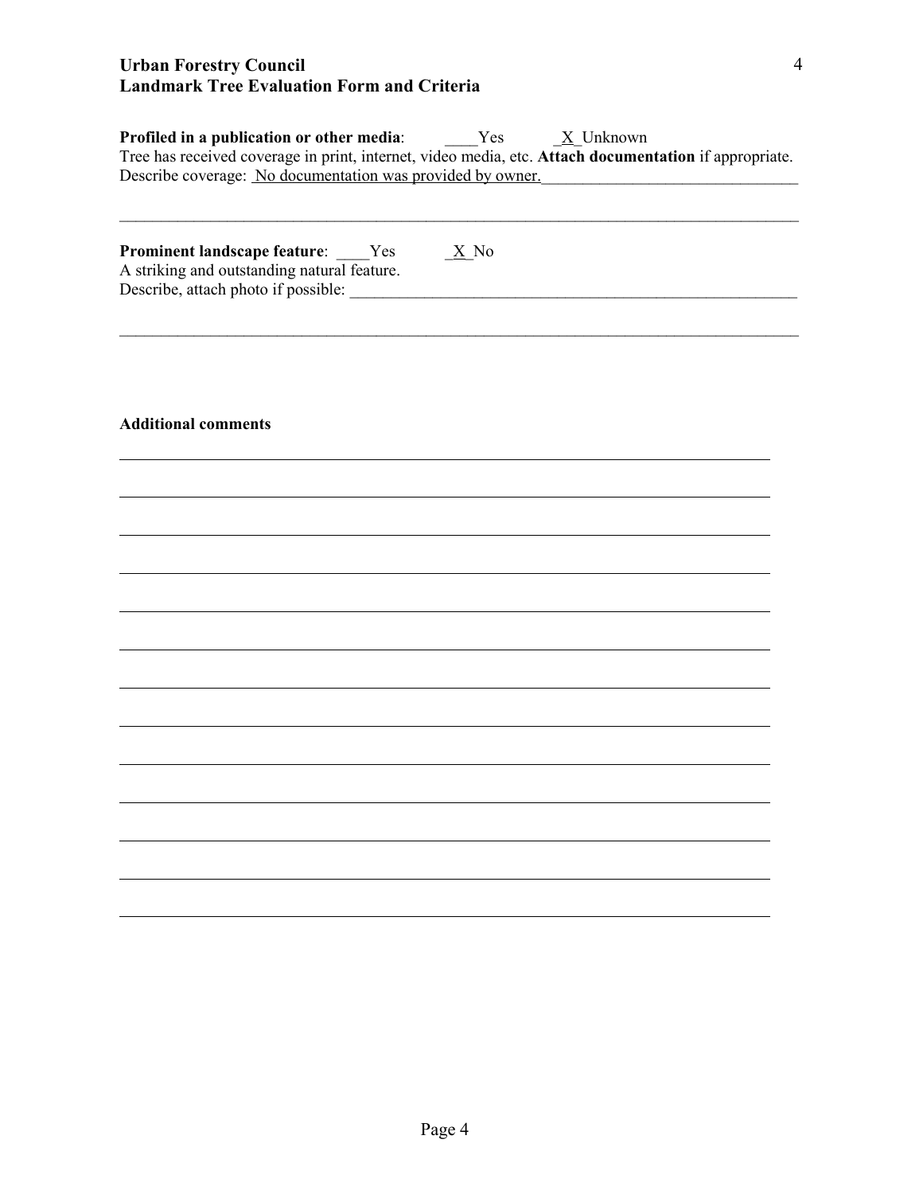**Urban Forestry Council**
**Landmark Tree Evaluation Form and Criteria**

**Profiled in a publication or other media**: ____Yes _X_Unknown
Tree has received coverage in print, internet, video media, etc. **Attach documentation** if appropriate.
Describe coverage: No documentation was provided by owner.

**Prominent landscape feature**: ____Yes _X_No
A striking and outstanding natural feature.
Describe, attach photo if possible:

**Additional comments**